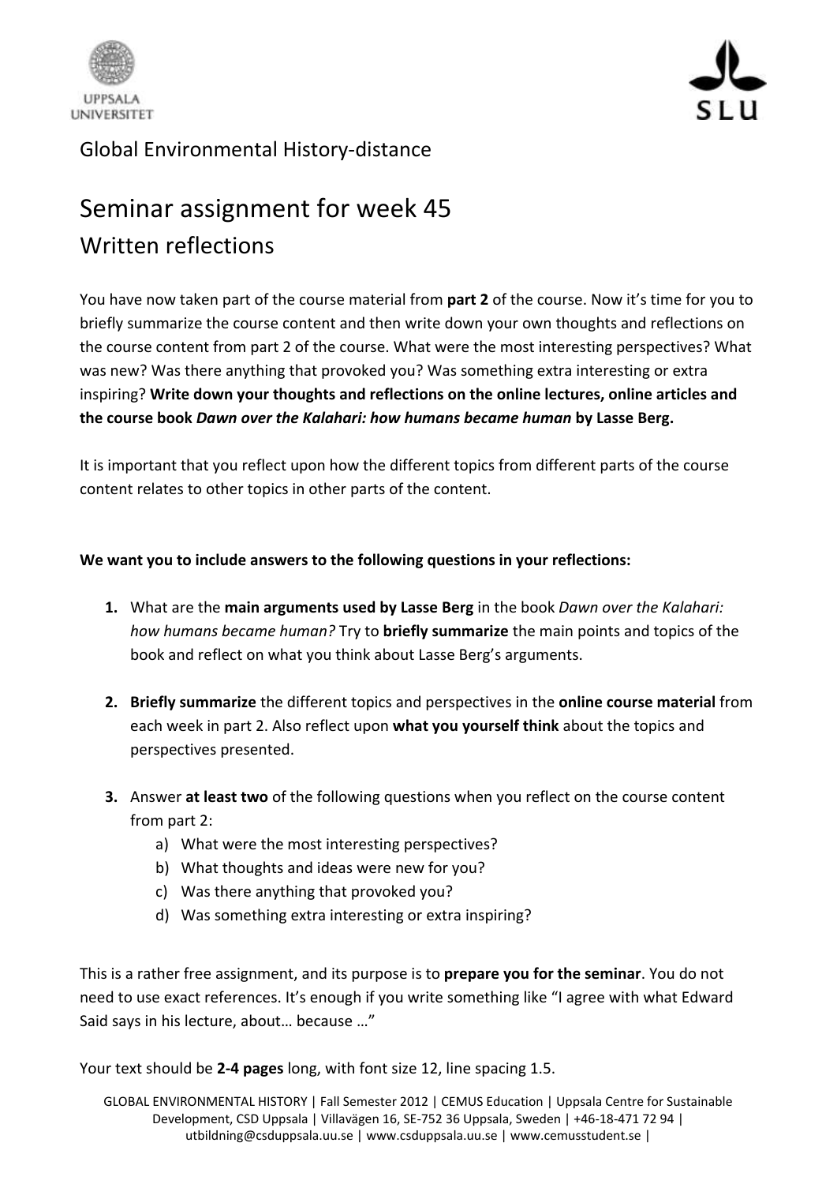Global Environmental History-distance

# Seminar assignment for week 45

## Written reflections

You have now taken part of the course material from **part 2** of the course. Now it's time for you to briefly summarize the course content and then write down your own thoughts and reflections on the course content from part 2 of the course. What were the most interesting perspectives? What was new? Was there anything that provoked you? Was something extra interesting or extra inspiring? **Write down your thoughts and reflections on the online lectures, online articles and the course book *Dawn over the Kalahari: how humans became human* by Lasse Berg.**

It is important that you reflect upon how the different topics from different parts of the course content relates to other topics in other parts of the content.

**We want you to include answers to the following questions in your reflections:**

1. What are the **main arguments used by Lasse Berg** in the book *Dawn over the Kalahari: how humans became human?* Try to **briefly summarize** the main points and topics of the book and reflect on what you think about Lasse Berg's arguments.

2. **Briefly summarize** the different topics and perspectives in the **online course material** from each week in part 2. Also reflect upon **what you yourself think** about the topics and perspectives presented.

3. Answer **at least two** of the following questions when you reflect on the course content from part 2:
   a) What were the most interesting perspectives?
   b) What thoughts and ideas were new for you?
   c) Was there anything that provoked you?
   d) Was something extra interesting or extra inspiring?

This is a rather free assignment, and its purpose is to **prepare you for the seminar**. You do not need to use exact references. It's enough if you write something like "I agree with what Edward Said says in his lecture, about… because …"

Your text should be **2-4 pages** long, with font size 12, line spacing 1.5.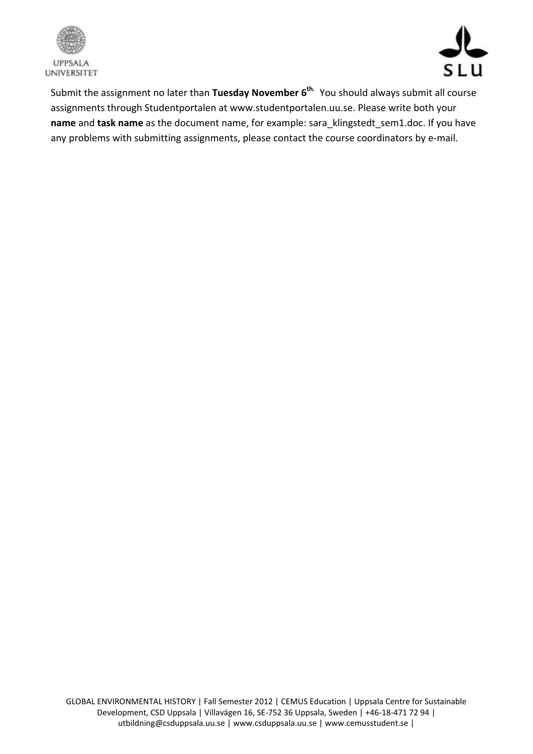Submit the assignment no later than **Tuesday November 6th.** You should always submit all course assignments through Studentportalen at www.studentportalen.uu.se. Please write both your **name** and **task name** as the document name, for example: sara_klingstedt_sem1.doc. If you have any problems with submitting assignments, please contact the course coordinators by e-mail.